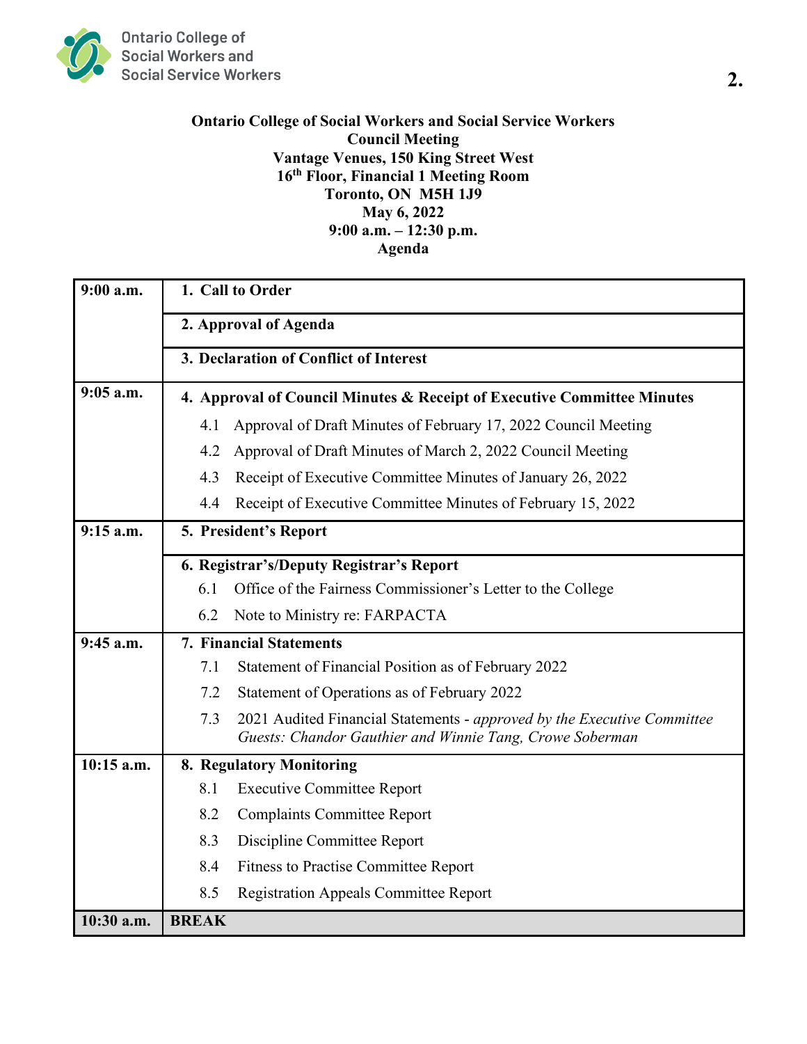# Ontario College of Social Workers and Social Service Workers
## Council Meeting

**Vantage Venues, 150 King Street West**
**16th Floor, Financial 1 Meeting Room**
**Toronto, ON M5H 1J9**
**May 6, 2022**
**9:00 a.m. – 12:30 p.m.**
**Agenda**

| | |
|---|---|
| **9:00 a.m.** | **1. Call to Order** |
| | **2. Approval of Agenda** |
| | **3. Declaration of Conflict of Interest** |
| **9:05 a.m.** | **4. Approval of Council Minutes & Receipt of Executive Committee Minutes**<br>4.1 Approval of Draft Minutes of February 17, 2022 Council Meeting<br>4.2 Approval of Draft Minutes of March 2, 2022 Council Meeting<br>4.3 Receipt of Executive Committee Minutes of January 26, 2022<br>4.4 Receipt of Executive Committee Minutes of February 15, 2022 |
| **9:15 a.m.** | **5. President's Report** |
| | **6. Registrar's/Deputy Registrar's Report**<br>6.1 Office of the Fairness Commissioner's Letter to the College<br>6.2 Note to Ministry re: FARPACTA |
| **9:45 a.m.** | **7. Financial Statements**<br>7.1 Statement of Financial Position as of February 2022<br>7.2 Statement of Operations as of February 2022<br>7.3 2021 Audited Financial Statements - *approved by the Executive Committee*<br>*Guests: Chandor Gauthier and Winnie Tang, Crowe Soberman* |
| **10:15 a.m.** | **8. Regulatory Monitoring**<br>8.1 Executive Committee Report<br>8.2 Complaints Committee Report<br>8.3 Discipline Committee Report<br>8.4 Fitness to Practise Committee Report<br>8.5 Registration Appeals Committee Report |
| **10:30 a.m.** | **BREAK** |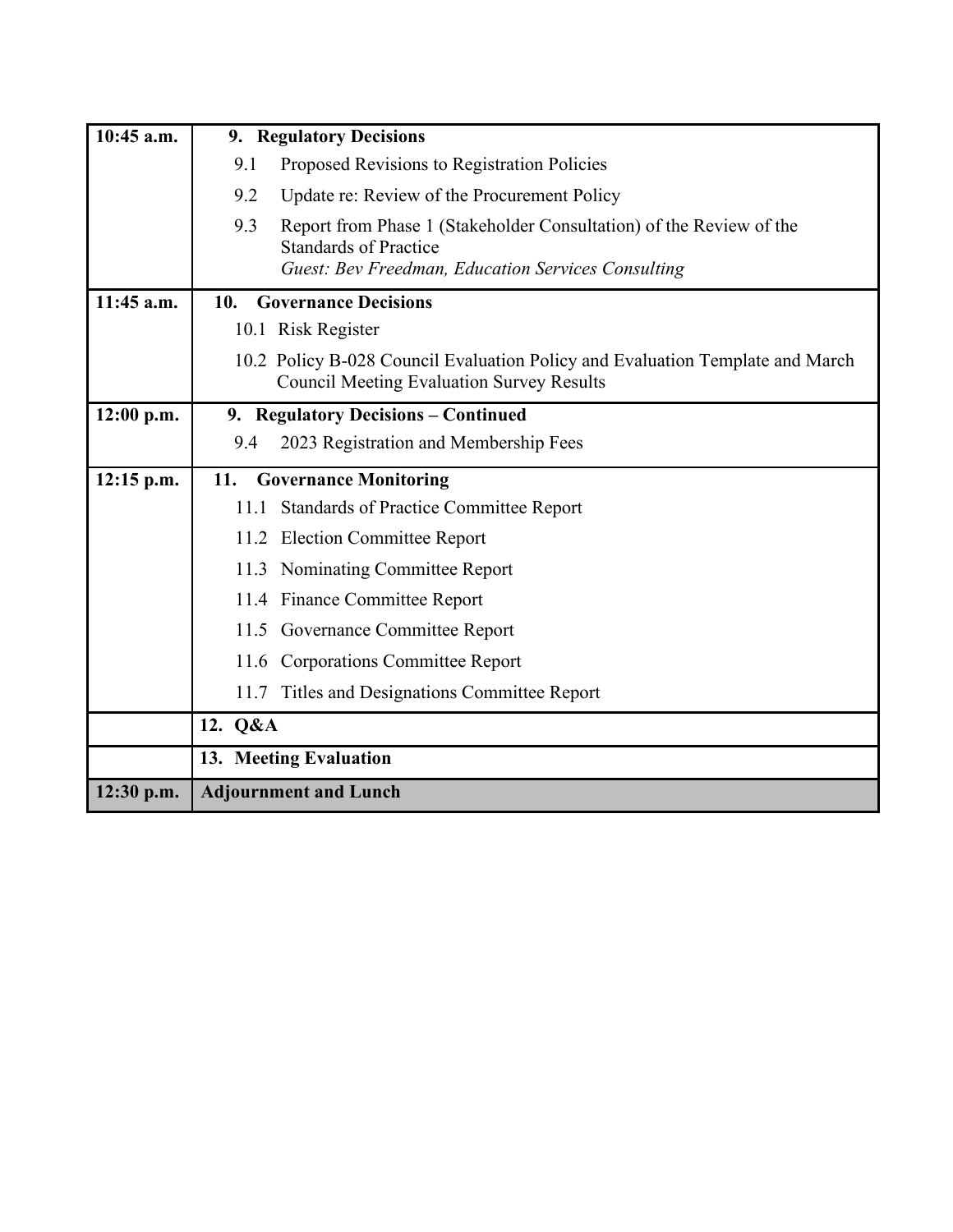| | |
|---|---|
| **10:45 a.m.** | **9. Regulatory Decisions**<br>9.1 Proposed Revisions to Registration Policies<br>9.2 Update re: Review of the Procurement Policy<br>9.3 Report from Phase 1 (Stakeholder Consultation) of the Review of the Standards of Practice<br>*Guest: Bev Freedman, Education Services Consulting* |
| **11:45 a.m.** | **10. Governance Decisions**<br>10.1 Risk Register<br>10.2 Policy B-028 Council Evaluation Policy and Evaluation Template and March Council Meeting Evaluation Survey Results |
| **12:00 p.m.** | **9. Regulatory Decisions – Continued**<br>9.4 2023 Registration and Membership Fees |
| **12:15 p.m.** | **11. Governance Monitoring**<br>11.1 Standards of Practice Committee Report<br>11.2 Election Committee Report<br>11.3 Nominating Committee Report<br>11.4 Finance Committee Report<br>11.5 Governance Committee Report<br>11.6 Corporations Committee Report<br>11.7 Titles and Designations Committee Report |
| | **12. Q&A** |
| | **13. Meeting Evaluation** |
| **12:30 p.m.** | **Adjournment and Lunch** |